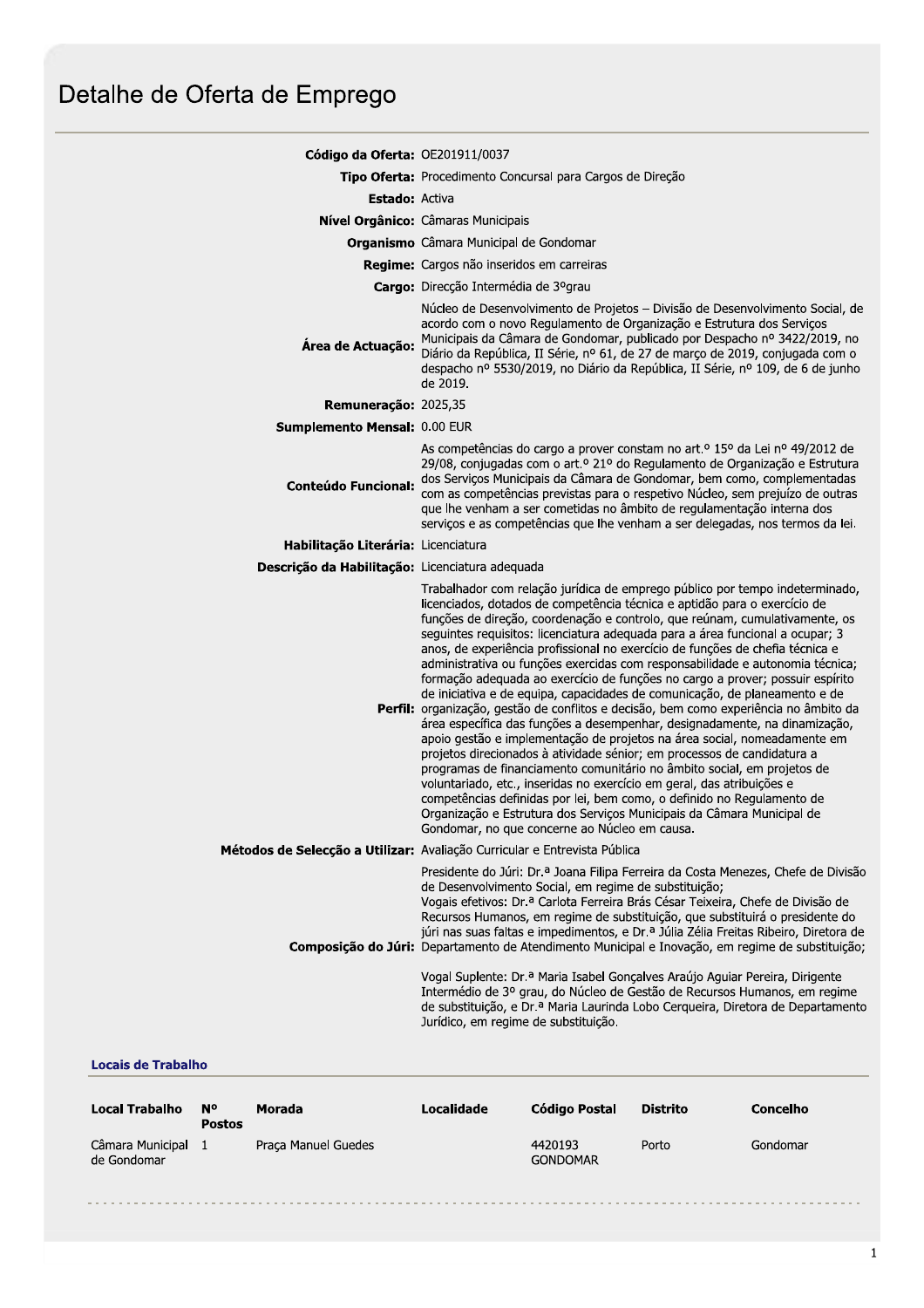# Detalhe de Oferta de Emprego

**Código da Oferta:** OE201911/0037

**Tipo Oferta:** Procedimento Concursal para Cargos de Direção

**Estado:** Activa

**Nível Orgânico:** Câmaras Municipais

**Organismo** Câmara Municipal de Gondomar

**Regime:** Cargos não inseridos em carreiras

**Cargo:** Direcção Intermédia de 3ºgrau

**Área de Actuação:** Núcleo de Desenvolvimento de Projetos – Divisão de Desenvolvimento Social, de acordo com o novo Regulamento de Organização e Estrutura dos Serviços Municipais da Câmara de Gondomar, publicado por Despacho nº 3422/2019, no Diário da República, II Série, nº 61, de 27 de março de 2019, conjugada com o despacho nº 5530/2019, no Diário da República, II Série, nº 109, de 6 de junho de 2019.

**Remuneração:** 2025,35

**Suplemento Mensal:** 0.00 EUR

**Conteúdo Funcional:** As competências do cargo a prover constam no art.º 15º da Lei nº 49/2012 de 29/08, conjugadas com o art.º 21º do Regulamento de Organização e Estrutura dos Serviços Municipais da Câmara de Gondomar, bem como, complementadas com as competências previstas para o respetivo Núcleo, sem prejuízo de outras que lhe venham a ser cometidas no âmbito de regulamentação interna dos serviços e as competências que lhe venham a ser delegadas, nos termos da lei.

**Habilitação Literária:** Licenciatura

**Descrição da Habilitação:** Licenciatura adequada

**Perfil:** Trabalhador com relação jurídica de emprego público por tempo indeterminado, licenciados, dotados de competência técnica e aptidão para o exercício de funções de direção, coordenação e controlo, que reúnam, cumulativamente, os seguintes requisitos: licenciatura adequada para a área funcional a ocupar; 3 anos, de experiência profissional no exercício de funções de chefia técnica e administrativa ou funções exercidas com responsabilidade e autonomia técnica; formação adequada ao exercício de funções no cargo a prover; possuir espírito de iniciativa e de equipa, capacidades de comunicação, de planeamento e de organização, gestão de conflitos e decisão, bem como experiência no âmbito da área específica das funções a desempenhar, designadamente, na dinamização, apoio gestão e implementação de projetos na área social, nomeadamente em projetos direcionados à atividade sénior; em processos de candidatura a programas de financiamento comunitário no âmbito social, em projetos de voluntariado, etc., inseridas no exercício em geral, das atribuições e competências definidas por lei, bem como, o definido no Regulamento de Organização e Estrutura dos Serviços Municipais da Câmara Municipal de Gondomar, no que concerne ao Núcleo em causa.

**Métodos de Selecção a Utilizar:** Avaliação Curricular e Entrevista Pública

**Composição do Júri:** Presidente do Júri: Dr.ª Joana Filipa Ferreira da Costa Menezes, Chefe de Divisão de Desenvolvimento Social, em regime de substituição;
Vogais efetivos: Dr.ª Carlota Ferreira Brás César Teixeira, Chefe de Divisão de Recursos Humanos, em regime de substituição, que substituirá o presidente do júri nas suas faltas e impedimentos, e Dr.ª Júlia Zélia Freitas Ribeiro, Diretora de Departamento de Atendimento Municipal e Inovação, em regime de substituição;

Vogal Suplente: Dr.ª Maria Isabel Gonçalves Araújo Aguiar Pereira, Dirigente Intermédio de 3º grau, do Núcleo de Gestão de Recursos Humanos, em regime de substituição, e Dr.ª Maria Laurinda Lobo Cerqueira, Diretora de Departamento Jurídico, em regime de substituição.

## Locais de Trabalho

| Local Trabalho | Nº Postos | Morada | Localidade | Código Postal | Distrito | Concelho |
|---|---|---|---|---|---|---|
| Câmara Municipal de Gondomar | 1 | Praça Manuel Guedes | | 4420193 GONDOMAR | Porto | Gondomar |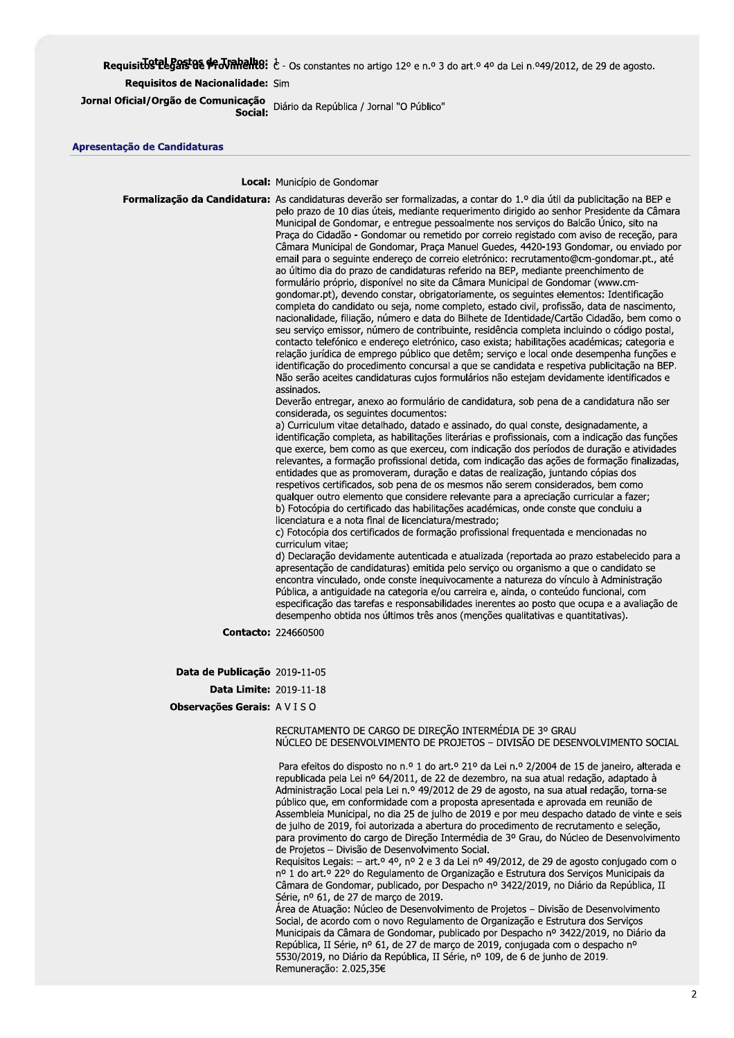**Total Postos de Trabalho:** 1

**Requisitos Legais de Provimento:** C - Os constantes no artigo 12º e n.º 3 do art.º 4º da Lei n.º49/2012, de 29 de agosto.

**Requisitos de Nacionalidade:** Sim

**Jornal Oficial/Orgão de Comunicação Social:** Diário da República / Jornal "O Público"

## Apresentação de Candidaturas

**Local:** Município de Gondomar

**Formalização da Candidatura:** As candidaturas deverão ser formalizadas, a contar do 1.º dia útil da publicitação na BEP e pelo prazo de 10 dias úteis, mediante requerimento dirigido ao senhor Presidente da Câmara Municipal de Gondomar, e entregue pessoalmente nos serviços do Balcão Único, sito na Praça do Cidadão - Gondomar ou remetido por correio registado com aviso de receção, para Câmara Municipal de Gondomar, Praça Manuel Guedes, 4420-193 Gondomar, ou enviado por email para o seguinte endereço de correio eletrónico: recrutamento@cm-gondomar.pt., até ao último dia do prazo de candidaturas referido na BEP, mediante preenchimento de formulário próprio, disponível no site da Câmara Municipal de Gondomar (www.cm-gondomar.pt), devendo constar, obrigatoriamente, os seguintes elementos: Identificação completa do candidato ou seja, nome completo, estado civil, profissão, data de nascimento, nacionalidade, filiação, número e data do Bilhete de Identidade/Cartão Cidadão, bem como o seu serviço emissor, número de contribuinte, residência completa incluindo o código postal, contacto telefónico e endereço eletrónico, caso exista; habilitações académicas; categoria e relação jurídica de emprego público que detêm; serviço e local onde desempenha funções e identificação do procedimento concursal a que se candidata e respetiva publicitação na BEP. Não serão aceites candidaturas cujos formulários não estejam devidamente identificados e assinados.

Deverão entregar, anexo ao formulário de candidatura, sob pena de a candidatura não ser considerada, os seguintes documentos:

a) Curriculum vitae detalhado, datado e assinado, do qual conste, designadamente, a identificação completa, as habilitações literárias e profissionais, com a indicação das funções que exerce, bem como as que exerceu, com indicação dos períodos de duração e atividades relevantes, a formação profissional detida, com indicação das ações de formação finalizadas, entidades que as promoveram, duração e datas de realização, juntando cópias dos respetivos certificados, sob pena de os mesmos não serem considerados, bem como qualquer outro elemento que considere relevante para a apreciação curricular a fazer;

b) Fotocópia do certificado das habilitações académicas, onde conste que concluiu a licenciatura e a nota final de licenciatura/mestrado;

c) Fotocópia dos certificados de formação profissional frequentada e mencionadas no curriculum vitae;

d) Declaração devidamente autenticada e atualizada (reportada ao prazo estabelecido para a apresentação de candidaturas) emitida pelo serviço ou organismo a que o candidato se encontra vinculado, onde conste inequivocamente a natureza do vínculo à Administração Pública, a antiguidade na categoria e/ou carreira e, ainda, o conteúdo funcional, com especificação das tarefas e responsabilidades inerentes ao posto que ocupa e a avaliação de desempenho obtida nos últimos três anos (menções qualitativas e quantitativas).

**Contacto:** 224660500

**Data de Publicação** 2019-11-05

**Data Limite:** 2019-11-18

**Observações Gerais:** A V I S O

RECRUTAMENTO DE CARGO DE DIREÇÃO INTERMÉDIA DE 3º GRAU
NÚCLEO DE DESENVOLVIMENTO DE PROJETOS – DIVISÃO DE DESENVOLVIMENTO SOCIAL

Para efeitos do disposto no n.º 1 do art.º 21º da Lei n.º 2/2004 de 15 de janeiro, alterada e republicada pela Lei nº 64/2011, de 22 de dezembro, na sua atual redação, adaptado à Administração Local pela Lei n.º 49/2012 de 29 de agosto, na sua atual redação, torna-se público que, em conformidade com a proposta apresentada e aprovada em reunião de Assembleia Municipal, no dia 25 de julho de 2019 e por meu despacho datado de vinte e seis de julho de 2019, foi autorizada a abertura do procedimento de recrutamento e seleção, para provimento do cargo de Direção Intermédia de 3º Grau, do Núcleo de Desenvolvimento de Projetos – Divisão de Desenvolvimento Social.

Requisitos Legais: – art.º 4º, nº 2 e 3 da Lei nº 49/2012, de 29 de agosto conjugado com o nº 1 do art.º 22º do Regulamento de Organização e Estrutura dos Serviços Municipais da Câmara de Gondomar, publicado, por Despacho nº 3422/2019, no Diário da República, II Série, nº 61, de 27 de março de 2019.

Área de Atuação: Núcleo de Desenvolvimento de Projetos – Divisão de Desenvolvimento Social, de acordo com o novo Regulamento de Organização e Estrutura dos Serviços Municipais da Câmara de Gondomar, publicado por Despacho nº 3422/2019, no Diário da República, II Série, nº 61, de 27 de março de 2019, conjugada com o despacho nº 5530/2019, no Diário da República, II Série, nº 109, de 6 de junho de 2019.

Remuneração: 2.025,35€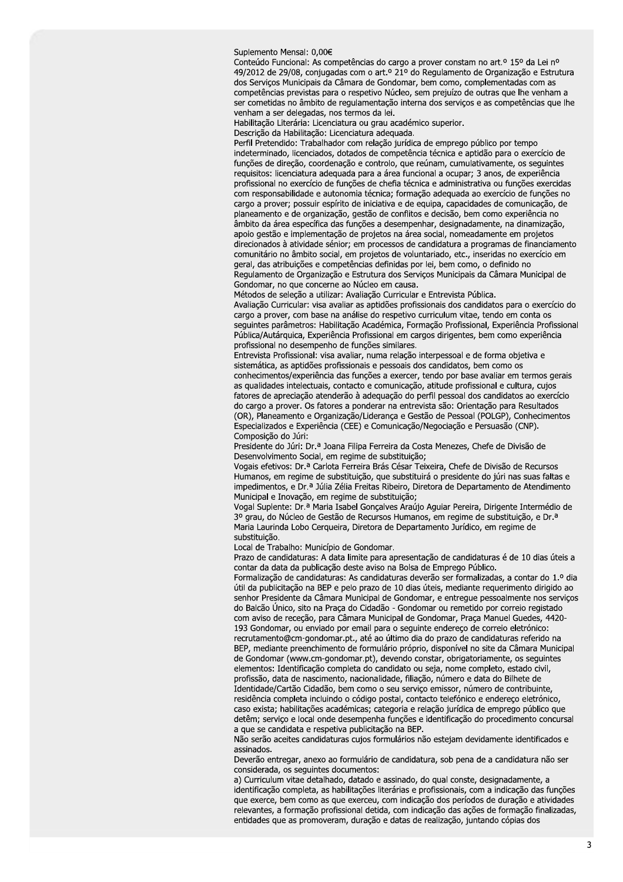Suplemento Mensal: 0,00€

Conteúdo Funcional: As competências do cargo a prover constam no art.º 15º da Lei nº 49/2012 de 29/08, conjugadas com o art.º 21º do Regulamento de Organização e Estrutura dos Serviços Municipais da Câmara de Gondomar, bem como, complementadas com as competências previstas para o respetivo Núcleo, sem prejuízo de outras que lhe venham a ser cometidas no âmbito de regulamentação interna dos serviços e as competências que lhe venham a ser delegadas, nos termos da lei.

Habilitação Literária: Licenciatura ou grau académico superior.

Descrição da Habilitação: Licenciatura adequada.

Perfil Pretendido: Trabalhador com relação jurídica de emprego público por tempo indeterminado, licenciados, dotados de competência técnica e aptidão para o exercício de funções de direção, coordenação e controlo, que reúnam, cumulativamente, os seguintes requisitos: licenciatura adequada para a área funcional a ocupar; 3 anos, de experiência profissional no exercício de funções de chefia técnica e administrativa ou funções exercidas com responsabilidade e autonomia técnica; formação adequada ao exercício de funções no cargo a prover; possuir espírito de iniciativa e de equipa, capacidades de comunicação, de planeamento e de organização, gestão de conflitos e decisão, bem como experiência no âmbito da área específica das funções a desempenhar, designadamente, na dinamização, apoio gestão e implementação de projetos na área social, nomeadamente em projetos direcionados à atividade sénior; em processos de candidatura a programas de financiamento comunitário no âmbito social, em projetos de voluntariado, etc., inseridas no exercício em geral, das atribuições e competências definidas por lei, bem como, o definido no Regulamento de Organização e Estrutura dos Serviços Municipais da Câmara Municipal de Gondomar, no que concerne ao Núcleo em causa.

Métodos de seleção a utilizar: Avaliação Curricular e Entrevista Pública.

Avaliação Curricular: visa avaliar as aptidões profissionais dos candidatos para o exercício do cargo a prover, com base na análise do respetivo curriculum vitae, tendo em conta os seguintes parâmetros: Habilitação Académica, Formação Profissional, Experiência Profissional Pública/Autárquica, Experiência Profissional em cargos dirigentes, bem como experiência profissional no desempenho de funções similares.

Entrevista Profissional: visa avaliar, numa relação interpessoal e de forma objetiva e sistemática, as aptidões profissionais e pessoais dos candidatos, bem como os conhecimentos/experiência das funções a exercer, tendo por base avaliar em termos gerais as qualidades intelectuais, contacto e comunicação, atitude profissional e cultura, cujos fatores de apreciação atenderão à adequação do perfil pessoal dos candidatos ao exercício do cargo a prover. Os fatores a ponderar na entrevista são: Orientação para Resultados (OR), Planeamento e Organização/Liderança e Gestão de Pessoal (POLGP), Conhecimentos Especializados e Experiência (CEE) e Comunicação/Negociação e Persuasão (CNP).

Composição do Júri:

Presidente do Júri: Dr.ª Joana Filipa Ferreira da Costa Menezes, Chefe de Divisão de Desenvolvimento Social, em regime de substituição;

Vogais efetivos: Dr.ª Carlota Ferreira Brás César Teixeira, Chefe de Divisão de Recursos Humanos, em regime de substituição, que substituirá o presidente do júri nas suas faltas e impedimentos, e Dr.ª Júlia Zélia Freitas Ribeiro, Diretora de Departamento de Atendimento Municipal e Inovação, em regime de substituição;

Vogal Suplente: Dr.ª Maria Isabel Gonçalves Araújo Aguiar Pereira, Dirigente Intermédio de 3º grau, do Núcleo de Gestão de Recursos Humanos, em regime de substituição, e Dr.ª Maria Laurinda Lobo Cerqueira, Diretora de Departamento Jurídico, em regime de substituição.

Local de Trabalho: Município de Gondomar.

Prazo de candidaturas: A data limite para apresentação de candidaturas é de 10 dias úteis a contar da data da publicação deste aviso na Bolsa de Emprego Público.

Formalização de candidaturas: As candidaturas deverão ser formalizadas, a contar do 1.º dia útil da publicitação na BEP e pelo prazo de 10 dias úteis, mediante requerimento dirigido ao senhor Presidente da Câmara Municipal de Gondomar, e entregue pessoalmente nos serviços do Balcão Único, sito na Praça do Cidadão - Gondomar ou remetido por correio registado com aviso de receção, para Câmara Municipal de Gondomar, Praça Manuel Guedes, 4420-193 Gondomar, ou enviado por email para o seguinte endereço de correio eletrónico: recrutamento@cm-gondomar.pt., até ao último dia do prazo de candidaturas referido na BEP, mediante preenchimento de formulário próprio, disponível no site da Câmara Municipal de Gondomar (www.cm-gondomar.pt), devendo constar, obrigatoriamente, os seguintes elementos: Identificação completa do candidato ou seja, nome completo, estado civil, profissão, data de nascimento, nacionalidade, filiação, número e data do Bilhete de Identidade/Cartão Cidadão, bem como o seu serviço emissor, número de contribuinte, residência completa incluindo o código postal, contacto telefónico e endereço eletrónico, caso exista; habilitações académicas; categoria e relação jurídica de emprego público que detêm; serviço e local onde desempenha funções e identificação do procedimento concursal a que se candidata e respetiva publicitação na BEP.

Não serão aceites candidaturas cujos formulários não estejam devidamente identificados e assinados.

Deverão entregar, anexo ao formulário de candidatura, sob pena de a candidatura não ser considerada, os seguintes documentos:

a) Curriculum vitae detalhado, datado e assinado, do qual conste, designadamente, a identificação completa, as habilitações literárias e profissionais, com a indicação das funções que exerce, bem como as que exerceu, com indicação dos períodos de duração e atividades relevantes, a formação profissional detida, com indicação das ações de formação finalizadas, entidades que as promoveram, duração e datas de realização, juntando cópias dos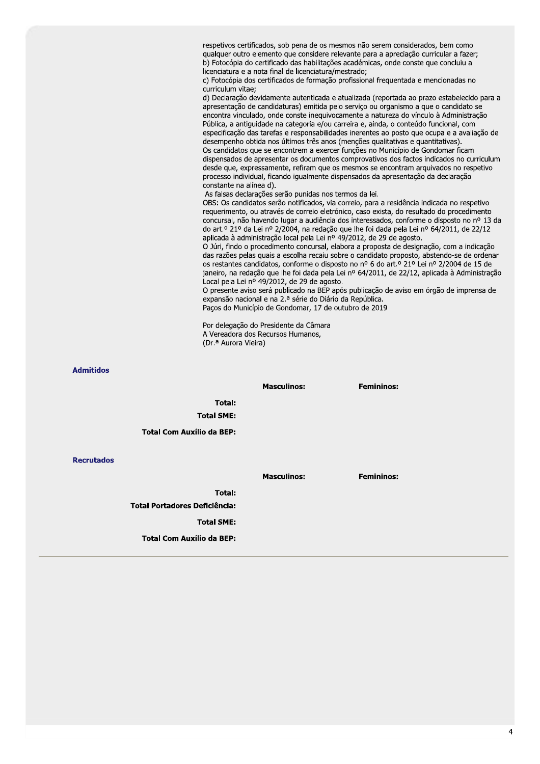respetivos certificados, sob pena de os mesmos não serem considerados, bem como qualquer outro elemento que considere relevante para a apreciação curricular a fazer;
b) Fotocópia do certificado das habilitações académicas, onde conste que concluiu a licenciatura e a nota final de licenciatura/mestrado;
c) Fotocópia dos certificados de formação profissional frequentada e mencionadas no curriculum vitae;
d) Declaração devidamente autenticada e atualizada (reportada ao prazo estabelecido para a apresentação de candidaturas) emitida pelo serviço ou organismo a que o candidato se encontra vinculado, onde conste inequivocamente a natureza do vínculo à Administração Pública, a antiguidade na categoria e/ou carreira e, ainda, o conteúdo funcional, com especificação das tarefas e responsabilidades inerentes ao posto que ocupa e a avaliação de desempenho obtida nos últimos três anos (menções qualitativas e quantitativas).
Os candidatos que se encontrem a exercer funções no Município de Gondomar ficam dispensados de apresentar os documentos comprovativos dos factos indicados no curriculum desde que, expressamente, refiram que os mesmos se encontram arquivados no respetivo processo individual, ficando igualmente dispensados da apresentação da declaração constante na alínea d).
As falsas declarações serão punidas nos termos da lei.
OBS: Os candidatos serão notificados, via correio, para a residência indicada no respetivo requerimento, ou através de correio eletrónico, caso exista, do resultado do procedimento concursal, não havendo lugar a audiência dos interessados, conforme o disposto no nº 13 da do art.º 21º da Lei nº 2/2004, na redação que lhe foi dada pela Lei nº 64/2011, de 22/12 aplicada à administração local pela Lei nº 49/2012, de 29 de agosto.
O Júri, findo o procedimento concursal, elabora a proposta de designação, com a indicação das razões pelas quais a escolha recaiu sobre o candidato proposto, abstendo-se de ordenar os restantes candidatos, conforme o disposto no nº 6 do art.º 21º Lei nº 2/2004 de 15 de janeiro, na redação que lhe foi dada pela Lei nº 64/2011, de 22/12, aplicada à Administração Local pela Lei nº 49/2012, de 29 de agosto.
O presente aviso será publicado na BEP após publicação de aviso em órgão de imprensa de expansão nacional e na 2.ª série do Diário da República.
Paços do Município de Gondomar, 17 de outubro de 2019

Por delegação do Presidente da Câmara
A Vereadora dos Recursos Humanos,
(Dr.ª Aurora Vieira)

**Admitidos**

| | Masculinos: | Femininos: |
|---|---|---|
| **Total:** | | |
| **Total SME:** | | |
| **Total Com Auxílio da BEP:** | | |

**Recrutados**

| | Masculinos: | Femininos: |
|---|---|---|
| **Total:** | | |
| **Total Portadores Deficiência:** | | |
| **Total SME:** | | |
| **Total Com Auxílio da BEP:** | | |